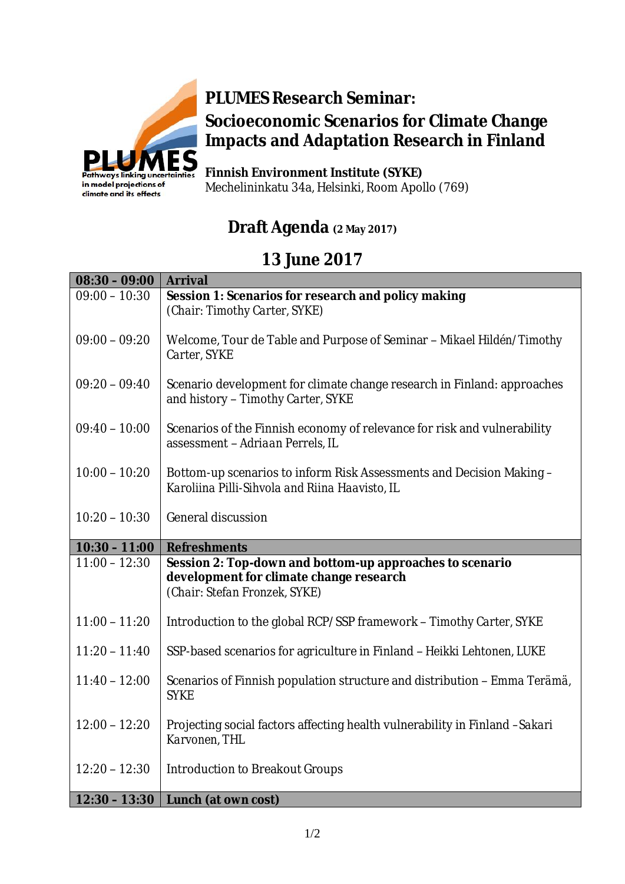PLUMES
Pathways linking uncertainties in model projections of climate and its effects

# PLUMES Research Seminar: Socioeconomic Scenarios for Climate Change Impacts and Adaptation Research in Finland

**Finnish Environment Institute (SYKE)**
Mechelininkatu 34a, Helsinki, Room Apollo (769)

## Draft Agenda (2 May 2017)

## 13 June 2017

| **08:30 – 09:00** | **Arrival** |
|---|---|
| 09:00 – 10:30 | **Session 1: Scenarios for research and policy making** *(Chair: Timothy Carter, SYKE)* |
| 09:00 – 09:20 | Welcome, Tour de Table and Purpose of Seminar – *Mikael Hildén/Timothy Carter, SYKE* |
| 09:20 – 09:40 | Scenario development for climate change research in Finland: approaches and history – *Timothy Carter, SYKE* |
| 09:40 – 10:00 | Scenarios of the Finnish economy of relevance for risk and vulnerability assessment – *Adriaan Perrels, IL* |
| 10:00 – 10:20 | Bottom-up scenarios to inform Risk Assessments and Decision Making – *Karoliina Pilli-Sihvola and Riina Haavisto, IL* |
| 10:20 – 10:30 | General discussion |
| **10:30 – 11:00** | **Refreshments** |
| 11:00 – 12:30 | **Session 2: Top-down and bottom-up approaches to scenario development for climate change research** *(Chair: Stefan Fronzek, SYKE)* |
| 11:00 – 11:20 | Introduction to the global RCP/SSP framework – *Timothy Carter, SYKE* |
| 11:20 – 11:40 | SSP-based scenarios for agriculture in Finland – *Heikki Lehtonen, LUKE* |
| 11:40 – 12:00 | Scenarios of Finnish population structure and distribution – *Emma Terämä, SYKE* |
| 12:00 – 12:20 | Projecting social factors affecting health vulnerability in Finland – *Sakari Karvonen, THL* |
| 12:20 – 12:30 | Introduction to Breakout Groups |
| **12:30 – 13:30** | **Lunch (at own cost)** |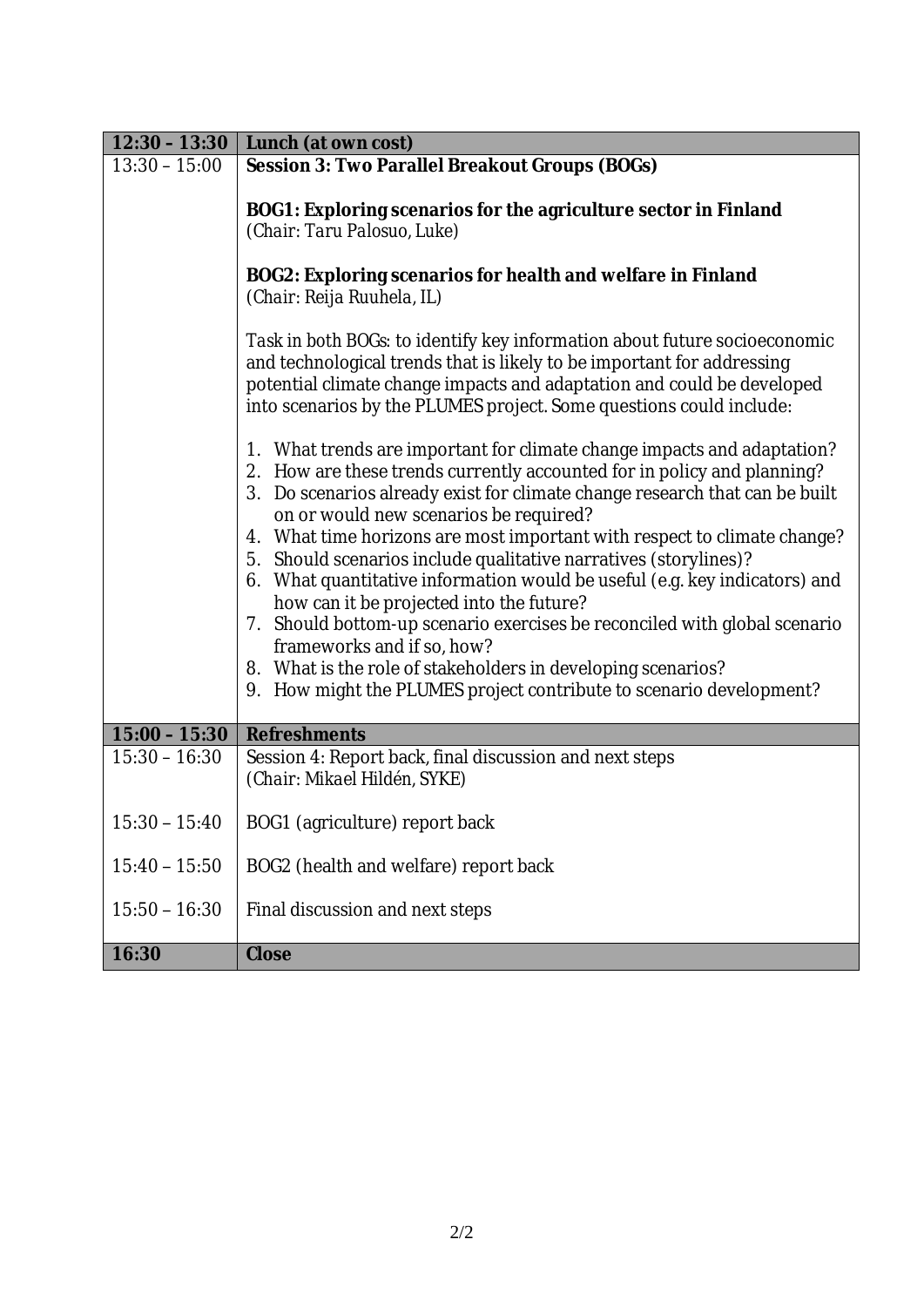| | |
|---|---|
| **12:30 – 13:30** | **Lunch (at own cost)** |
| 13:30 – 15:00 | **Session 3: Two Parallel Breakout Groups (BOGs)**<br><br>**BOG1: Exploring scenarios for the agriculture sector in Finland**<br>*(Chair: Taru Palosuo, Luke)*<br><br>**BOG2: Exploring scenarios for health and welfare in Finland**<br>*(Chair: Reija Ruuhela, IL)*<br><br>*Task in both BOGs: to identify key information about future socioeconomic and technological trends that is likely to be important for addressing potential climate change impacts and adaptation and could be developed into scenarios by the PLUMES project. Some questions could include:*<br><br>1. What trends are important for climate change impacts and adaptation?<br>2. How are these trends currently accounted for in policy and planning?<br>3. Do scenarios already exist for climate change research that can be built on or would new scenarios be required?<br>4. What time horizons are most important with respect to climate change?<br>5. Should scenarios include qualitative narratives (storylines)?<br>6. What quantitative information would be useful (e.g. key indicators) and how can it be projected into the future?<br>7. Should bottom-up scenario exercises be reconciled with global scenario frameworks and if so, how?<br>8. What is the role of stakeholders in developing scenarios?<br>9. How might the PLUMES project contribute to scenario development? |
| **15:00 – 15:30** | **Refreshments** |
| 15:30 – 16:30 | Session 4: Report back, final discussion and next steps<br>*(Chair: Mikael Hildén, SYKE)* |
| 15:30 – 15:40 | BOG1 (agriculture) report back |
| 15:40 – 15:50 | BOG2 (health and welfare) report back |
| 15:50 – 16:30 | Final discussion and next steps |
| **16:30** | **Close** |